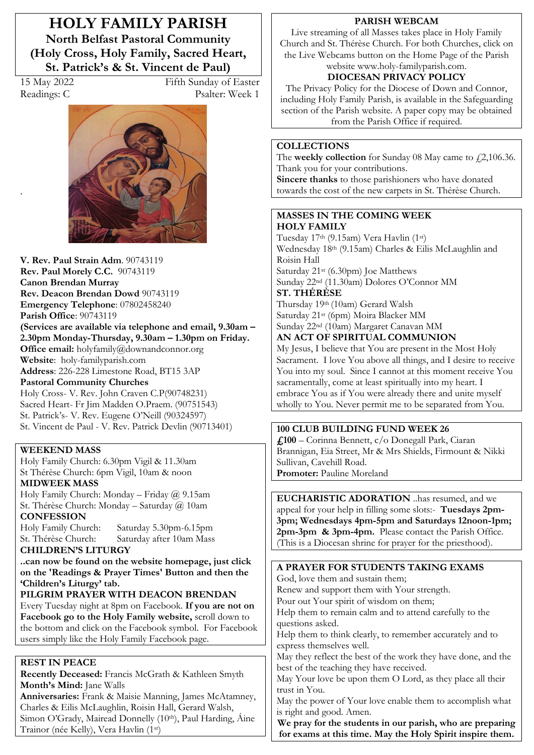# HOLY FAMILY PARISH

**North Belfast Pastoral Community (Holy Cross, Holy Family, Sacred Heart, St. Patrick's & St. Vincent de Paul)**

15 May 2022 — Fifth Sunday of Easter

Readings: C — Psalter: Week 1

**V. Rev. Paul Strain Adm**. 90743119
**Rev. Paul Morely C.C.** 90743119
**Canon Brendan Murray**
**Rev. Deacon Brendan Dowd** 90743119
**Emergency Telephone**: 07802458240
**Parish Office**: 90743119
**(Services are available via telephone and email, 9.30am – 2.30pm Monday-Thursday, 9.30am – 1.30pm on Friday.**
**Office email:** holyfamily@downandconnor.org
**Website**: holy-familyparish.com
**Address**: 226-228 Limestone Road, BT15 3AP
**Pastoral Community Churches**
Holy Cross- V. Rev. John Craven C.P(90748231)
Sacred Heart- Fr Jim Madden O.Praem. (90751543)
St. Patrick's- V. Rev. Eugene O'Neill (90324597)
St. Vincent de Paul - V. Rev. Patrick Devlin (90713401)

## WEEKEND MASS

Holy Family Church: 6.30pm Vigil & 11.30am
St Thérèse Church: 6pm Vigil, 10am & noon

## MIDWEEK MASS

Holy Family Church: Monday – Friday @ 9.15am
St. Thérèse Church: Monday – Saturday @ 10am

## CONFESSION

Holy Family Church: Saturday 5.30pm-6.15pm
St. Thérèse Church: Saturday after 10am Mass

## CHILDREN'S LITURGY

**..can now be found on the website homepage, just click on the 'Readings & Prayer Times' Button and then the 'Children's Liturgy' tab.**

## PILGRIM PRAYER WITH DEACON BRENDAN

Every Tuesday night at 8pm on Facebook. **If you are not on Facebook go to the Holy Family website,** scroll down to the bottom and click on the Facebook symbol. For Facebook users simply like the Holy Family Facebook page.

## REST IN PEACE

**Recently Deceased:** Francis McGrath & Kathleen Smyth
**Month's Mind:** Jane Walls
**Anniversaries:** Frank & Maisie Manning, James McAtamney, Charles & Eilis McLaughlin, Roisin Hall, Gerard Walsh, Simon O'Grady, Mairead Donnelly (10th), Paul Harding, Áine Trainor (née Kelly), Vera Havlin (1st)

## PARISH WEBCAM

Live streaming of all Masses takes place in Holy Family Church and St. Thérèse Church. For both Churches, click on the Live Webcams button on the Home Page of the Parish website www.holy-familyparish.com.

## DIOCESAN PRIVACY POLICY

The Privacy Policy for the Diocese of Down and Connor, including Holy Family Parish, is available in the Safeguarding section of the Parish website. A paper copy may be obtained from the Parish Office if required.

## COLLECTIONS

The **weekly collection** for Sunday 08 May came to £2,106.36. Thank you for your contributions.
**Sincere thanks** to those parishioners who have donated towards the cost of the new carpets in St. Thérèse Church.

## MASSES IN THE COMING WEEK

**HOLY FAMILY**
Tuesday 17th (9.15am) Vera Havlin (1st)
Wednesday 18th (9.15am) Charles & Eilis McLaughlin and Roisin Hall
Saturday 21st (6.30pm) Joe Matthews
Sunday 22nd (11.30am) Dolores O'Connor MM

**ST. THÉRÈSE**
Thursday 19th (10am) Gerard Walsh
Saturday 21st (6pm) Moira Blacker MM
Sunday 22nd (10am) Margaret Canavan MM

## AN ACT OF SPIRITUAL COMMUNION

My Jesus, I believe that You are present in the Most Holy Sacrament. I love You above all things, and I desire to receive You into my soul. Since I cannot at this moment receive You sacramentally, come at least spiritually into my heart. I embrace You as if You were already there and unite myself wholly to You. Never permit me to be separated from You.

## 100 CLUB BUILDING FUND WEEK 26

**£100** – Corinna Bennett, c/o Donegall Park, Ciaran Brannigan, Eia Street, Mr & Mrs Shields, Firmount & Nikki Sullivan, Cavehill Road.
**Promoter:** Pauline Moreland

## EUCHARISTIC ADORATION

..has resumed, and we appeal for your help in filling some slots:- **Tuesdays 2pm-3pm; Wednesdays 4pm-5pm and Saturdays 12noon-1pm; 2pm-3pm & 3pm-4pm.** Please contact the Parish Office. (This is a Diocesan shrine for prayer for the priesthood).

## A PRAYER FOR STUDENTS TAKING EXAMS

God, love them and sustain them;
Renew and support them with Your strength.
Pour out Your spirit of wisdom on them;
Help them to remain calm and to attend carefully to the questions asked.
Help them to think clearly, to remember accurately and to express themselves well.
May they reflect the best of the work they have done, and the best of the teaching they have received.
May Your love be upon them O Lord, as they place all their trust in You.
May the power of Your love enable them to accomplish what is right and good. Amen.

**We pray for the students in our parish, who are preparing for exams at this time. May the Holy Spirit inspire them.**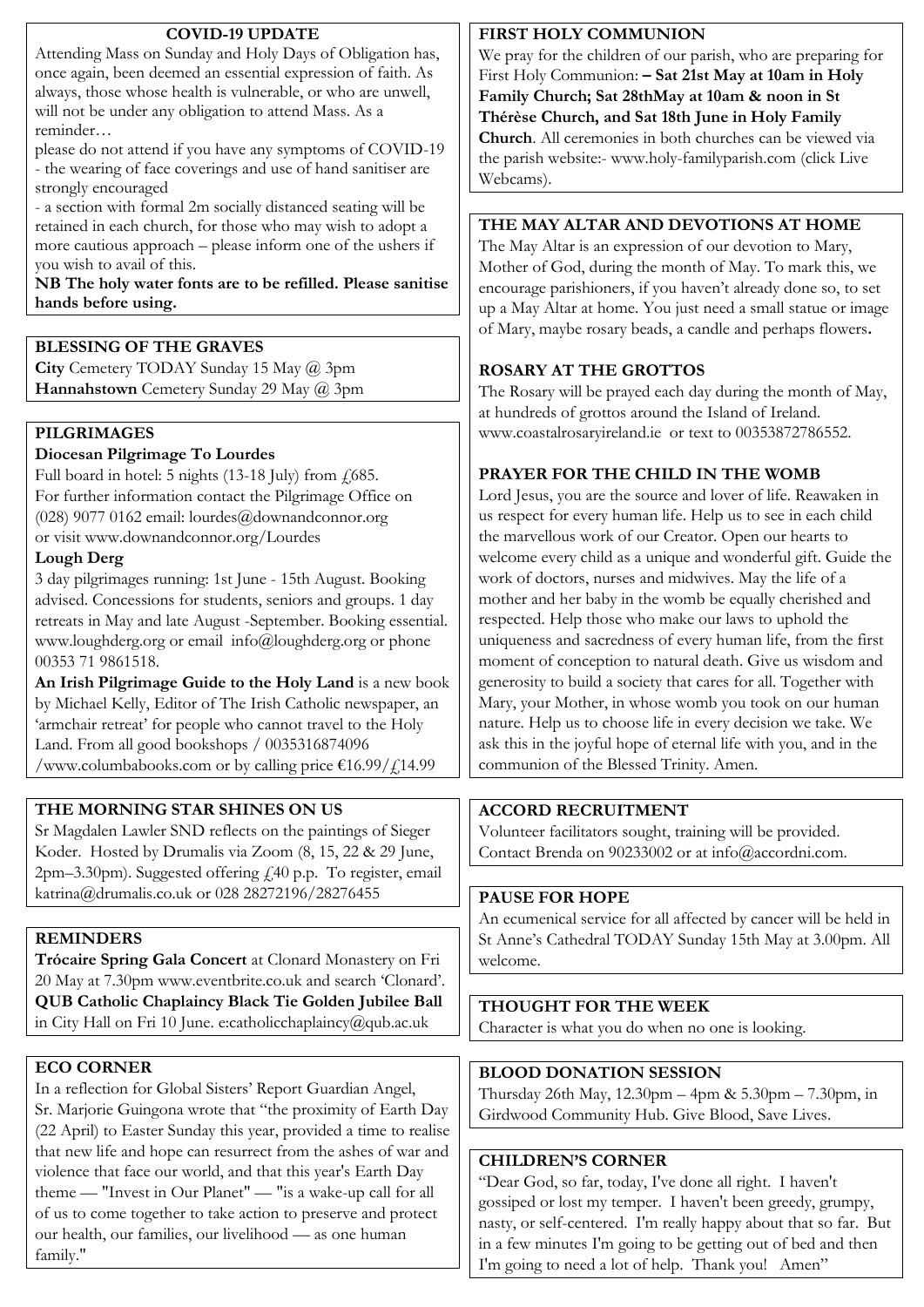## COVID-19 UPDATE

Attending Mass on Sunday and Holy Days of Obligation has, once again, been deemed an essential expression of faith. As always, those whose health is vulnerable, or who are unwell, will not be under any obligation to attend Mass. As a reminder…

please do not attend if you have any symptoms of COVID-19
- the wearing of face coverings and use of hand sanitiser are strongly encouraged
- a section with formal 2m socially distanced seating will be retained in each church, for those who may wish to adopt a more cautious approach – please inform one of the ushers if you wish to avail of this.

**NB The holy water fonts are to be refilled. Please sanitise hands before using.**

## BLESSING OF THE GRAVES

**City** Cemetery TODAY Sunday 15 May @ 3pm
**Hannahstown** Cemetery Sunday 29 May @ 3pm

## PILGRIMAGES

**Diocesan Pilgrimage To Lourdes**

Full board in hotel: 5 nights (13-18 July) from £685.
For further information contact the Pilgrimage Office on (028) 9077 0162 email: lourdes@downandconnor.org or visit www.downandconnor.org/Lourdes

**Lough Derg**

3 day pilgrimages running: 1st June - 15th August. Booking advised. Concessions for students, seniors and groups. 1 day retreats in May and late August -September. Booking essential. www.loughderg.org or email info@loughderg.org or phone 00353 71 9861518.

**An Irish Pilgrimage Guide to the Holy Land** is a new book by Michael Kelly, Editor of The Irish Catholic newspaper, an 'armchair retreat' for people who cannot travel to the Holy Land. From all good bookshops / 0035316874096 /www.columbabooks.com or by calling price €16.99/£14.99

## THE MORNING STAR SHINES ON US

Sr Magdalen Lawler SND reflects on the paintings of Sieger Koder. Hosted by Drumalis via Zoom (8, 15, 22 & 29 June, 2pm–3.30pm). Suggested offering £40 p.p. To register, email katrina@drumalis.co.uk or 028 28272196/28276455

## REMINDERS

**Trócaire Spring Gala Concert** at Clonard Monastery on Fri 20 May at 7.30pm www.eventbrite.co.uk and search 'Clonard'.
**QUB Catholic Chaplaincy Black Tie Golden Jubilee Ball** in City Hall on Fri 10 June. e:catholicchaplaincy@qub.ac.uk

## ECO CORNER

In a reflection for Global Sisters' Report Guardian Angel, Sr. Marjorie Guingona wrote that "the proximity of Earth Day (22 April) to Easter Sunday this year, provided a time to realise that new life and hope can resurrect from the ashes of war and violence that face our world, and that this year's Earth Day theme — "Invest in Our Planet" — "is a wake-up call for all of us to come together to take action to preserve and protect our health, our families, our livelihood — as one human family."

## FIRST HOLY COMMUNION

We pray for the children of our parish, who are preparing for First Holy Communion: **– Sat 21st May at 10am in Holy Family Church; Sat 28thMay at 10am & noon in St Thérèse Church, and Sat 18th June in Holy Family Church**. All ceremonies in both churches can be viewed via the parish website:- www.holy-familyparish.com (click Live Webcams).

## THE MAY ALTAR AND DEVOTIONS AT HOME

The May Altar is an expression of our devotion to Mary, Mother of God, during the month of May. To mark this, we encourage parishioners, if you haven't already done so, to set up a May Altar at home. You just need a small statue or image of Mary, maybe rosary beads, a candle and perhaps flowers**.**

## ROSARY AT THE GROTTOS

The Rosary will be prayed each day during the month of May, at hundreds of grottos around the Island of Ireland. www.coastalrosaryireland.ie or text to 00353872786552.

## PRAYER FOR THE CHILD IN THE WOMB

Lord Jesus, you are the source and lover of life. Reawaken in us respect for every human life. Help us to see in each child the marvellous work of our Creator. Open our hearts to welcome every child as a unique and wonderful gift. Guide the work of doctors, nurses and midwives. May the life of a mother and her baby in the womb be equally cherished and respected. Help those who make our laws to uphold the uniqueness and sacredness of every human life, from the first moment of conception to natural death. Give us wisdom and generosity to build a society that cares for all. Together with Mary, your Mother, in whose womb you took on our human nature. Help us to choose life in every decision we take. We ask this in the joyful hope of eternal life with you, and in the communion of the Blessed Trinity. Amen.

## ACCORD RECRUITMENT

Volunteer facilitators sought, training will be provided. Contact Brenda on 90233002 or at info@accordni.com.

## PAUSE FOR HOPE

An ecumenical service for all affected by cancer will be held in St Anne's Cathedral TODAY Sunday 15th May at 3.00pm. All welcome.

## THOUGHT FOR THE WEEK

Character is what you do when no one is looking.

## BLOOD DONATION SESSION

Thursday 26th May, 12.30pm – 4pm & 5.30pm – 7.30pm, in Girdwood Community Hub. Give Blood, Save Lives.

## CHILDREN'S CORNER

"Dear God, so far, today, I've done all right. I haven't gossiped or lost my temper. I haven't been greedy, grumpy, nasty, or self-centered. I'm really happy about that so far. But in a few minutes I'm going to be getting out of bed and then I'm going to need a lot of help. Thank you! Amen"